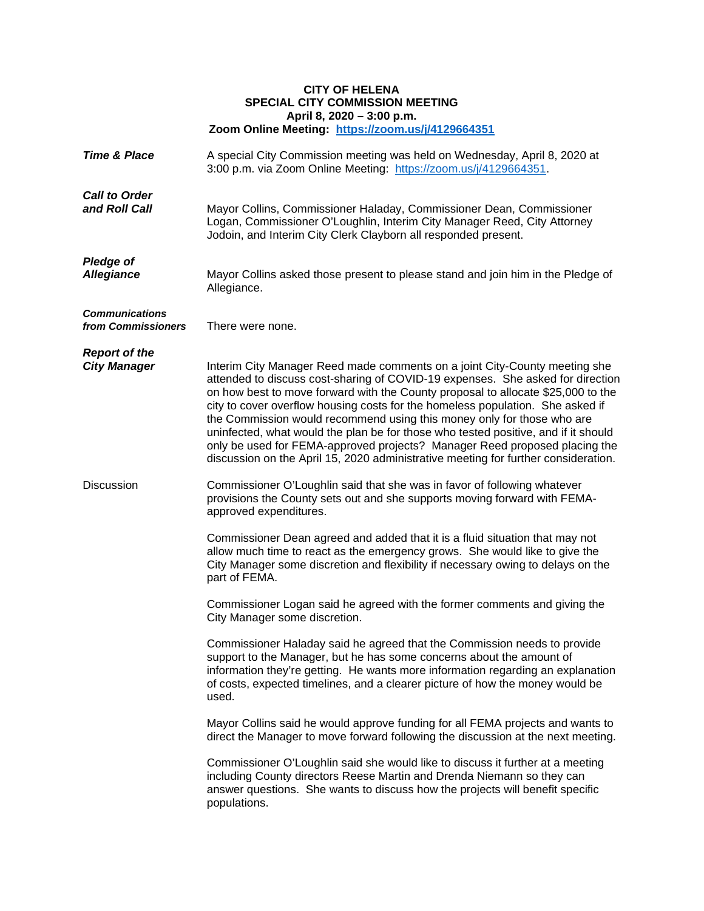**CITY OF HELENA**
**SPECIAL CITY COMMISSION MEETING**
**April 8, 2020 – 3:00 p.m.**
**Zoom Online Meeting: [https://zoom.us/j/4129664351](https://zoom.us/j/4129664351)**

***Time & Place***

A special City Commission meeting was held on Wednesday, April 8, 2020 at 3:00 p.m. via Zoom Online Meeting: [https://zoom.us/j/4129664351](https://zoom.us/j/4129664351).

***Call to Order and Roll Call***

Mayor Collins, Commissioner Haladay, Commissioner Dean, Commissioner Logan, Commissioner O'Loughlin, Interim City Manager Reed, City Attorney Jodoin, and Interim City Clerk Clayborn all responded present.

***Pledge of Allegiance***

Mayor Collins asked those present to please stand and join him in the Pledge of Allegiance.

***Communications from Commissioners***

There were none.

***Report of the City Manager***

Interim City Manager Reed made comments on a joint City-County meeting she attended to discuss cost-sharing of COVID-19 expenses. She asked for direction on how best to move forward with the County proposal to allocate $25,000 to the city to cover overflow housing costs for the homeless population. She asked if the Commission would recommend using this money only for those who are uninfected, what would the plan be for those who tested positive, and if it should only be used for FEMA-approved projects? Manager Reed proposed placing the discussion on the April 15, 2020 administrative meeting for further consideration.

Discussion

Commissioner O'Loughlin said that she was in favor of following whatever provisions the County sets out and she supports moving forward with FEMA-approved expenditures.

Commissioner Dean agreed and added that it is a fluid situation that may not allow much time to react as the emergency grows. She would like to give the City Manager some discretion and flexibility if necessary owing to delays on the part of FEMA.

Commissioner Logan said he agreed with the former comments and giving the City Manager some discretion.

Commissioner Haladay said he agreed that the Commission needs to provide support to the Manager, but he has some concerns about the amount of information they're getting. He wants more information regarding an explanation of costs, expected timelines, and a clearer picture of how the money would be used.

Mayor Collins said he would approve funding for all FEMA projects and wants to direct the Manager to move forward following the discussion at the next meeting.

Commissioner O'Loughlin said she would like to discuss it further at a meeting including County directors Reese Martin and Drenda Niemann so they can answer questions. She wants to discuss how the projects will benefit specific populations.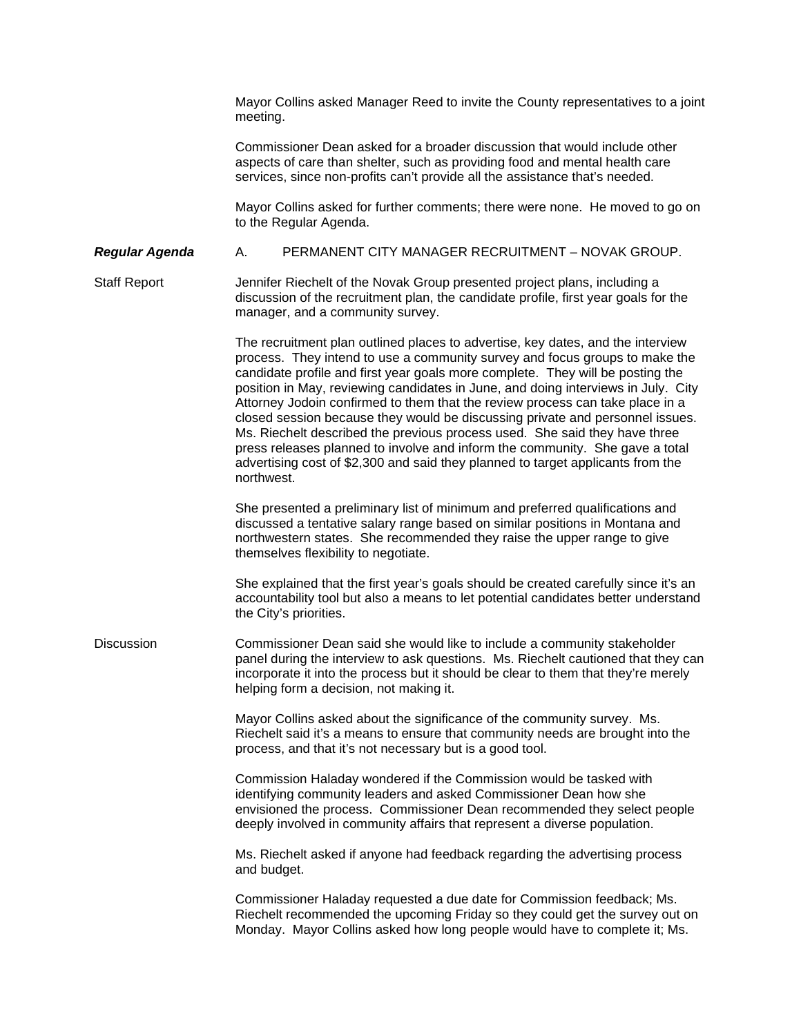Mayor Collins asked Manager Reed to invite the County representatives to a joint meeting.

Commissioner Dean asked for a broader discussion that would include other aspects of care than shelter, such as providing food and mental health care services, since non-profits can't provide all the assistance that's needed.

Mayor Collins asked for further comments; there were none. He moved to go on to the Regular Agenda.

***Regular Agenda*** A. PERMANENT CITY MANAGER RECRUITMENT – NOVAK GROUP.

Staff Report

Jennifer Riechelt of the Novak Group presented project plans, including a discussion of the recruitment plan, the candidate profile, first year goals for the manager, and a community survey.

The recruitment plan outlined places to advertise, key dates, and the interview process. They intend to use a community survey and focus groups to make the candidate profile and first year goals more complete. They will be posting the position in May, reviewing candidates in June, and doing interviews in July. City Attorney Jodoin confirmed to them that the review process can take place in a closed session because they would be discussing private and personnel issues. Ms. Riechelt described the previous process used. She said they have three press releases planned to involve and inform the community. She gave a total advertising cost of $2,300 and said they planned to target applicants from the northwest.

She presented a preliminary list of minimum and preferred qualifications and discussed a tentative salary range based on similar positions in Montana and northwestern states. She recommended they raise the upper range to give themselves flexibility to negotiate.

She explained that the first year's goals should be created carefully since it's an accountability tool but also a means to let potential candidates better understand the City's priorities.

Discussion

Commissioner Dean said she would like to include a community stakeholder panel during the interview to ask questions. Ms. Riechelt cautioned that they can incorporate it into the process but it should be clear to them that they're merely helping form a decision, not making it.

Mayor Collins asked about the significance of the community survey. Ms. Riechelt said it's a means to ensure that community needs are brought into the process, and that it's not necessary but is a good tool.

Commission Haladay wondered if the Commission would be tasked with identifying community leaders and asked Commissioner Dean how she envisioned the process. Commissioner Dean recommended they select people deeply involved in community affairs that represent a diverse population.

Ms. Riechelt asked if anyone had feedback regarding the advertising process and budget.

Commissioner Haladay requested a due date for Commission feedback; Ms. Riechelt recommended the upcoming Friday so they could get the survey out on Monday. Mayor Collins asked how long people would have to complete it; Ms.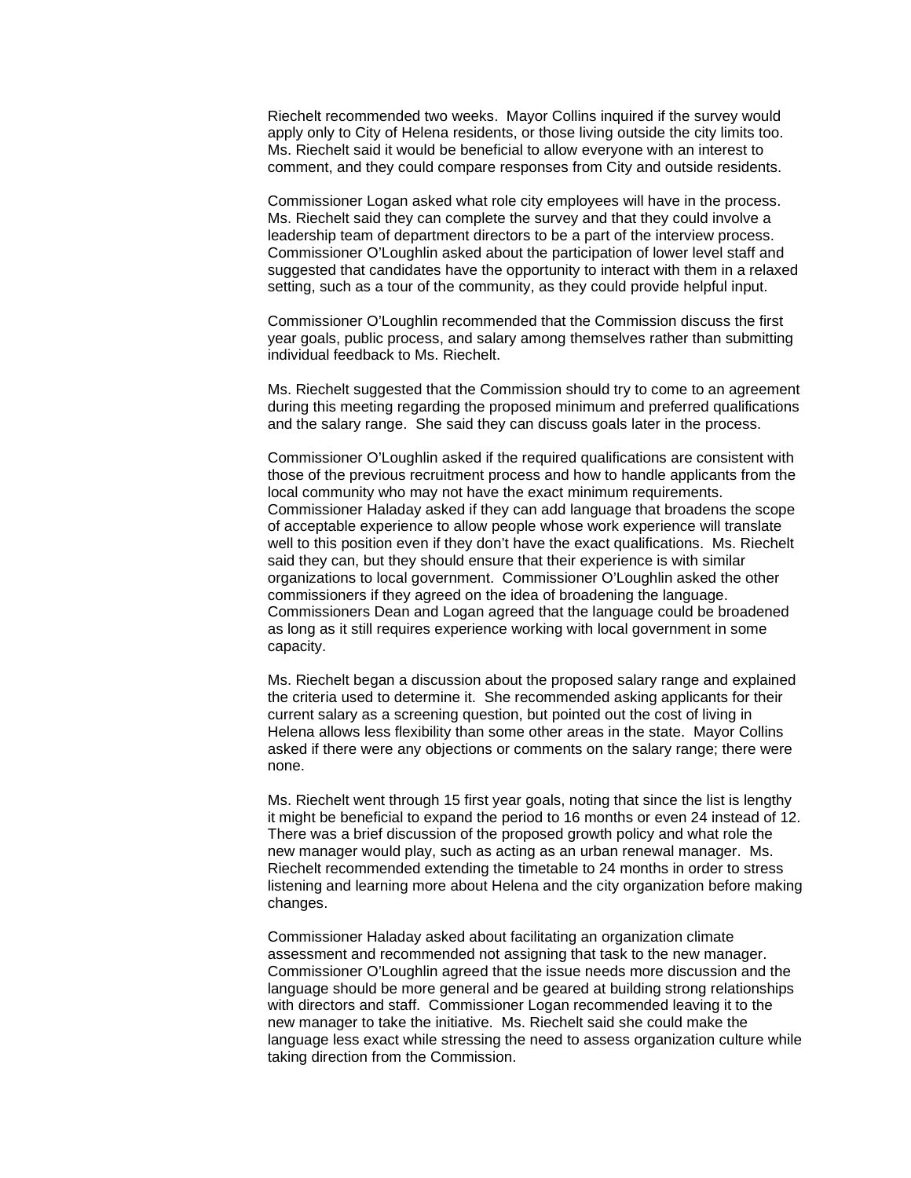Riechelt recommended two weeks. Mayor Collins inquired if the survey would apply only to City of Helena residents, or those living outside the city limits too. Ms. Riechelt said it would be beneficial to allow everyone with an interest to comment, and they could compare responses from City and outside residents.

Commissioner Logan asked what role city employees will have in the process. Ms. Riechelt said they can complete the survey and that they could involve a leadership team of department directors to be a part of the interview process. Commissioner O'Loughlin asked about the participation of lower level staff and suggested that candidates have the opportunity to interact with them in a relaxed setting, such as a tour of the community, as they could provide helpful input.

Commissioner O'Loughlin recommended that the Commission discuss the first year goals, public process, and salary among themselves rather than submitting individual feedback to Ms. Riechelt.

Ms. Riechelt suggested that the Commission should try to come to an agreement during this meeting regarding the proposed minimum and preferred qualifications and the salary range. She said they can discuss goals later in the process.

Commissioner O'Loughlin asked if the required qualifications are consistent with those of the previous recruitment process and how to handle applicants from the local community who may not have the exact minimum requirements. Commissioner Haladay asked if they can add language that broadens the scope of acceptable experience to allow people whose work experience will translate well to this position even if they don't have the exact qualifications. Ms. Riechelt said they can, but they should ensure that their experience is with similar organizations to local government. Commissioner O'Loughlin asked the other commissioners if they agreed on the idea of broadening the language. Commissioners Dean and Logan agreed that the language could be broadened as long as it still requires experience working with local government in some capacity.

Ms. Riechelt began a discussion about the proposed salary range and explained the criteria used to determine it. She recommended asking applicants for their current salary as a screening question, but pointed out the cost of living in Helena allows less flexibility than some other areas in the state. Mayor Collins asked if there were any objections or comments on the salary range; there were none.

Ms. Riechelt went through 15 first year goals, noting that since the list is lengthy it might be beneficial to expand the period to 16 months or even 24 instead of 12. There was a brief discussion of the proposed growth policy and what role the new manager would play, such as acting as an urban renewal manager. Ms. Riechelt recommended extending the timetable to 24 months in order to stress listening and learning more about Helena and the city organization before making changes.

Commissioner Haladay asked about facilitating an organization climate assessment and recommended not assigning that task to the new manager. Commissioner O'Loughlin agreed that the issue needs more discussion and the language should be more general and be geared at building strong relationships with directors and staff. Commissioner Logan recommended leaving it to the new manager to take the initiative. Ms. Riechelt said she could make the language less exact while stressing the need to assess organization culture while taking direction from the Commission.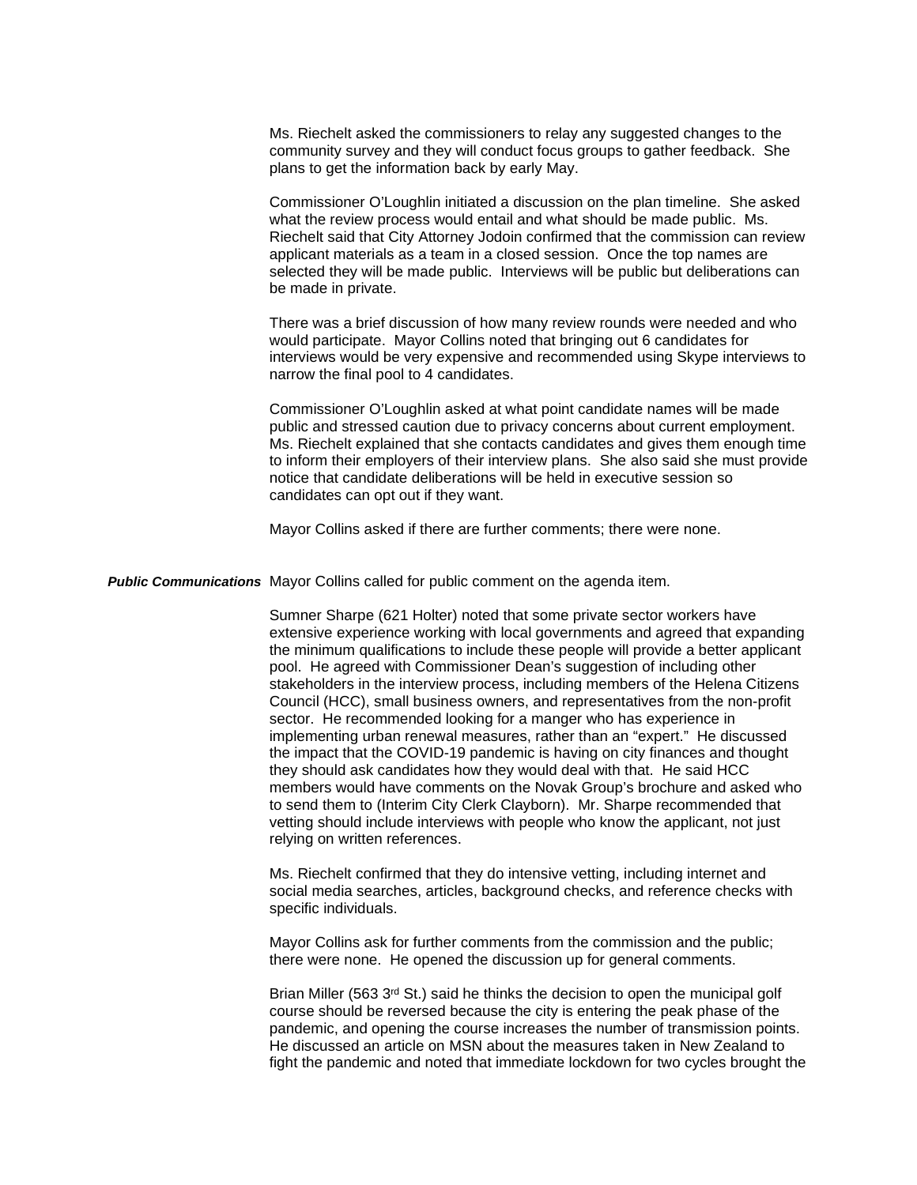Ms. Riechelt asked the commissioners to relay any suggested changes to the community survey and they will conduct focus groups to gather feedback. She plans to get the information back by early May.

Commissioner O'Loughlin initiated a discussion on the plan timeline. She asked what the review process would entail and what should be made public. Ms. Riechelt said that City Attorney Jodoin confirmed that the commission can review applicant materials as a team in a closed session. Once the top names are selected they will be made public. Interviews will be public but deliberations can be made in private.

There was a brief discussion of how many review rounds were needed and who would participate. Mayor Collins noted that bringing out 6 candidates for interviews would be very expensive and recommended using Skype interviews to narrow the final pool to 4 candidates.

Commissioner O'Loughlin asked at what point candidate names will be made public and stressed caution due to privacy concerns about current employment. Ms. Riechelt explained that she contacts candidates and gives them enough time to inform their employers of their interview plans. She also said she must provide notice that candidate deliberations will be held in executive session so candidates can opt out if they want.

Mayor Collins asked if there are further comments; there were none.

***Public Communications*** Mayor Collins called for public comment on the agenda item.

Sumner Sharpe (621 Holter) noted that some private sector workers have extensive experience working with local governments and agreed that expanding the minimum qualifications to include these people will provide a better applicant pool. He agreed with Commissioner Dean's suggestion of including other stakeholders in the interview process, including members of the Helena Citizens Council (HCC), small business owners, and representatives from the non-profit sector. He recommended looking for a manger who has experience in implementing urban renewal measures, rather than an "expert." He discussed the impact that the COVID-19 pandemic is having on city finances and thought they should ask candidates how they would deal with that. He said HCC members would have comments on the Novak Group's brochure and asked who to send them to (Interim City Clerk Clayborn). Mr. Sharpe recommended that vetting should include interviews with people who know the applicant, not just relying on written references.

Ms. Riechelt confirmed that they do intensive vetting, including internet and social media searches, articles, background checks, and reference checks with specific individuals.

Mayor Collins ask for further comments from the commission and the public; there were none. He opened the discussion up for general comments.

Brian Miller (563 3rd St.) said he thinks the decision to open the municipal golf course should be reversed because the city is entering the peak phase of the pandemic, and opening the course increases the number of transmission points. He discussed an article on MSN about the measures taken in New Zealand to fight the pandemic and noted that immediate lockdown for two cycles brought the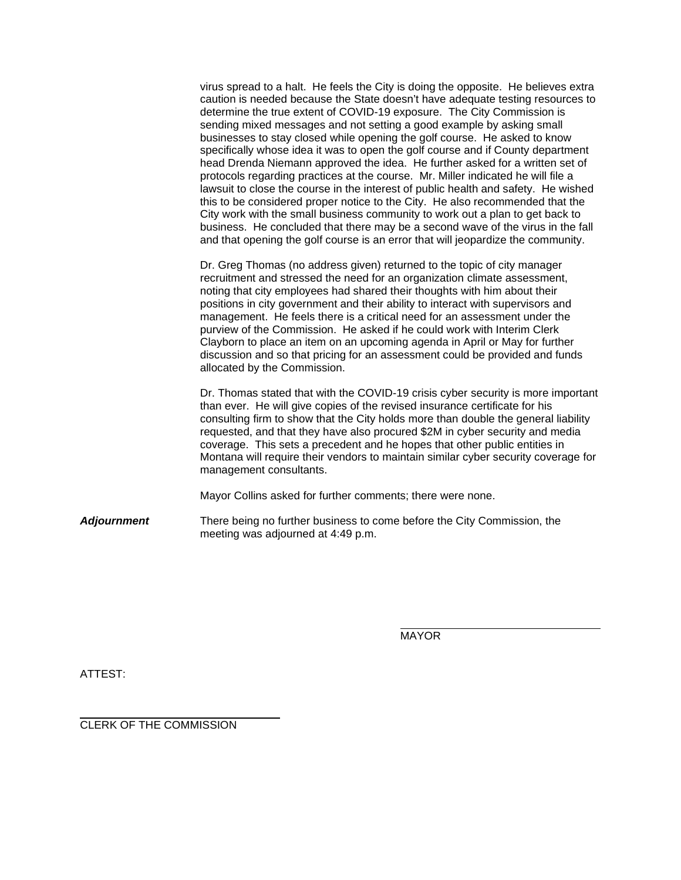virus spread to a halt. He feels the City is doing the opposite. He believes extra caution is needed because the State doesn't have adequate testing resources to determine the true extent of COVID-19 exposure. The City Commission is sending mixed messages and not setting a good example by asking small businesses to stay closed while opening the golf course. He asked to know specifically whose idea it was to open the golf course and if County department head Drenda Niemann approved the idea. He further asked for a written set of protocols regarding practices at the course. Mr. Miller indicated he will file a lawsuit to close the course in the interest of public health and safety. He wished this to be considered proper notice to the City. He also recommended that the City work with the small business community to work out a plan to get back to business. He concluded that there may be a second wave of the virus in the fall and that opening the golf course is an error that will jeopardize the community.

Dr. Greg Thomas (no address given) returned to the topic of city manager recruitment and stressed the need for an organization climate assessment, noting that city employees had shared their thoughts with him about their positions in city government and their ability to interact with supervisors and management. He feels there is a critical need for an assessment under the purview of the Commission. He asked if he could work with Interim Clerk Clayborn to place an item on an upcoming agenda in April or May for further discussion and so that pricing for an assessment could be provided and funds allocated by the Commission.

Dr. Thomas stated that with the COVID-19 crisis cyber security is more important than ever. He will give copies of the revised insurance certificate for his consulting firm to show that the City holds more than double the general liability requested, and that they have also procured $2M in cyber security and media coverage. This sets a precedent and he hopes that other public entities in Montana will require their vendors to maintain similar cyber security coverage for management consultants.

Mayor Collins asked for further comments; there were none.

***Adjournment*** There being no further business to come before the City Commission, the meeting was adjourned at 4:49 p.m.

\_\_\_\_\_\_\_\_\_\_\_\_\_\_\_\_\_\_\_\_\_\_\_\_\_\_\_\_\_\_\_\_

MAYOR

ATTEST:

\_\_\_\_\_\_\_\_\_\_\_\_\_\_\_\_\_\_\_\_\_\_\_\_\_\_\_\_\_\_\_\_

CLERK OF THE COMMISSION